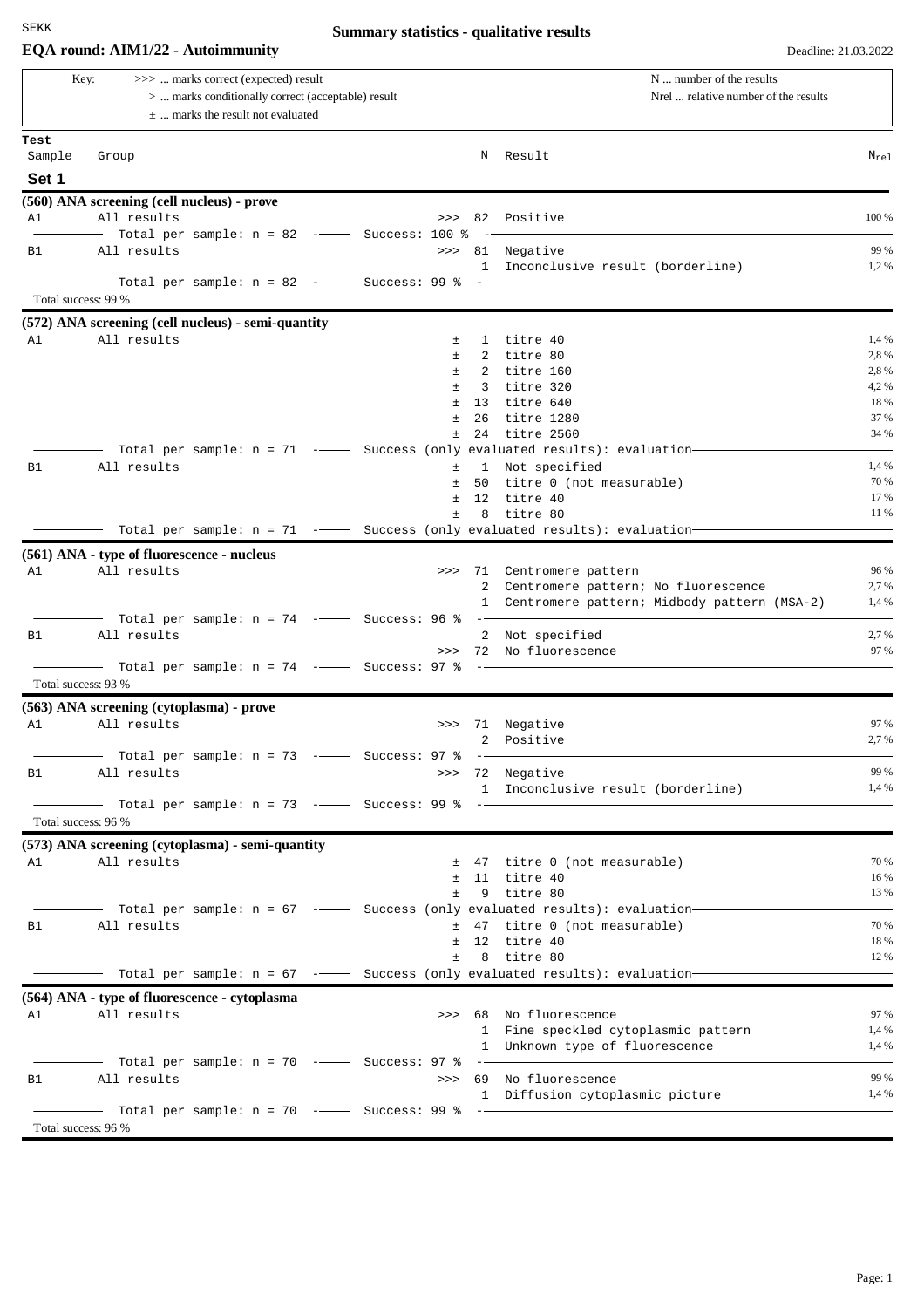SEKK

**Summary statistics - qualitative results**

## EQA round: AIM1/22 - Autoimmunity

Deadline: 21.03.2022

Key:
- >>> ... marks correct (expected) result
- > ... marks conditionally correct (acceptable) result
- ± ... marks the result not evaluated

N ... number of the results
Nrel ... relative number of the results

| Test Sample | Group | | N | Result | $N_{rel}$ |
|---|---|---|---|---|---|
| **Set 1** | | | | | |
| **(560) ANA screening (cell nucleus) - prove** | | | | | |
| A1 | All results | >>> | 82 | Positive | 100 % |
| | Total per sample: n = 82 | Success: 100 % | | | |
| B1 | All results | >>> | 81 | Negative | 99 % |
| | | | 1 | Inconclusive result (borderline) | 1,2 % |
| | Total per sample: n = 82 | Success: 99 % | | | |
| Total success: 99 % | | | | | |
| **(572) ANA screening (cell nucleus) - semi-quantity** | | | | | |
| A1 | All results | ± | 1 | titre 40 | 1,4 % |
| | | ± | 2 | titre 80 | 2,8 % |
| | | ± | 2 | titre 160 | 2,8 % |
| | | ± | 3 | titre 320 | 4,2 % |
| | | ± | 13 | titre 640 | 18 % |
| | | ± | 26 | titre 1280 | 37 % |
| | | ± | 24 | titre 2560 | 34 % |
| | Total per sample: n = 71 | Success (only evaluated results): evaluation | | | |
| B1 | All results | ± | 1 | Not specified | 1,4 % |
| | | ± | 50 | titre 0 (not measurable) | 70 % |
| | | ± | 12 | titre 40 | 17 % |
| | | ± | 8 | titre 80 | 11 % |
| | Total per sample: n = 71 | Success (only evaluated results): evaluation | | | |
| **(561) ANA - type of fluorescence - nucleus** | | | | | |
| A1 | All results | >>> | 71 | Centromere pattern | 96 % |
| | | | 2 | Centromere pattern; No fluorescence | 2,7 % |
| | | | 1 | Centromere pattern; Midbody pattern (MSA-2) | 1,4 % |
| | Total per sample: n = 74 | Success: 96 % | | | |
| B1 | All results | | 2 | Not specified | 2,7 % |
| | | >>> | 72 | No fluorescence | 97 % |
| | Total per sample: n = 74 | Success: 97 % | | | |
| Total success: 93 % | | | | | |
| **(563) ANA screening (cytoplasma) - prove** | | | | | |
| A1 | All results | >>> | 71 | Negative | 97 % |
| | | | 2 | Positive | 2,7 % |
| | Total per sample: n = 73 | Success: 97 % | | | |
| B1 | All results | >>> | 72 | Negative | 99 % |
| | | | 1 | Inconclusive result (borderline) | 1,4 % |
| | Total per sample: n = 73 | Success: 99 % | | | |
| Total success: 96 % | | | | | |
| **(573) ANA screening (cytoplasma) - semi-quantity** | | | | | |
| A1 | All results | ± | 47 | titre 0 (not measurable) | 70 % |
| | | ± | 11 | titre 40 | 16 % |
| | | ± | 9 | titre 80 | 13 % |
| | Total per sample: n = 67 | Success (only evaluated results): evaluation | | | |
| B1 | All results | ± | 47 | titre 0 (not measurable) | 70 % |
| | | ± | 12 | titre 40 | 18 % |
| | | ± | 8 | titre 80 | 12 % |
| | Total per sample: n = 67 | Success (only evaluated results): evaluation | | | |
| **(564) ANA - type of fluorescence - cytoplasma** | | | | | |
| A1 | All results | >>> | 68 | No fluorescence | 97 % |
| | | | 1 | Fine speckled cytoplasmic pattern | 1,4 % |
| | | | 1 | Unknown type of fluorescence | 1,4 % |
| | Total per sample: n = 70 | Success: 97 % | | | |
| B1 | All results | >>> | 69 | No fluorescence | 99 % |
| | | | 1 | Diffusion cytoplasmic picture | 1,4 % |
| | Total per sample: n = 70 | Success: 99 % | | | |
| Total success: 96 % | | | | | |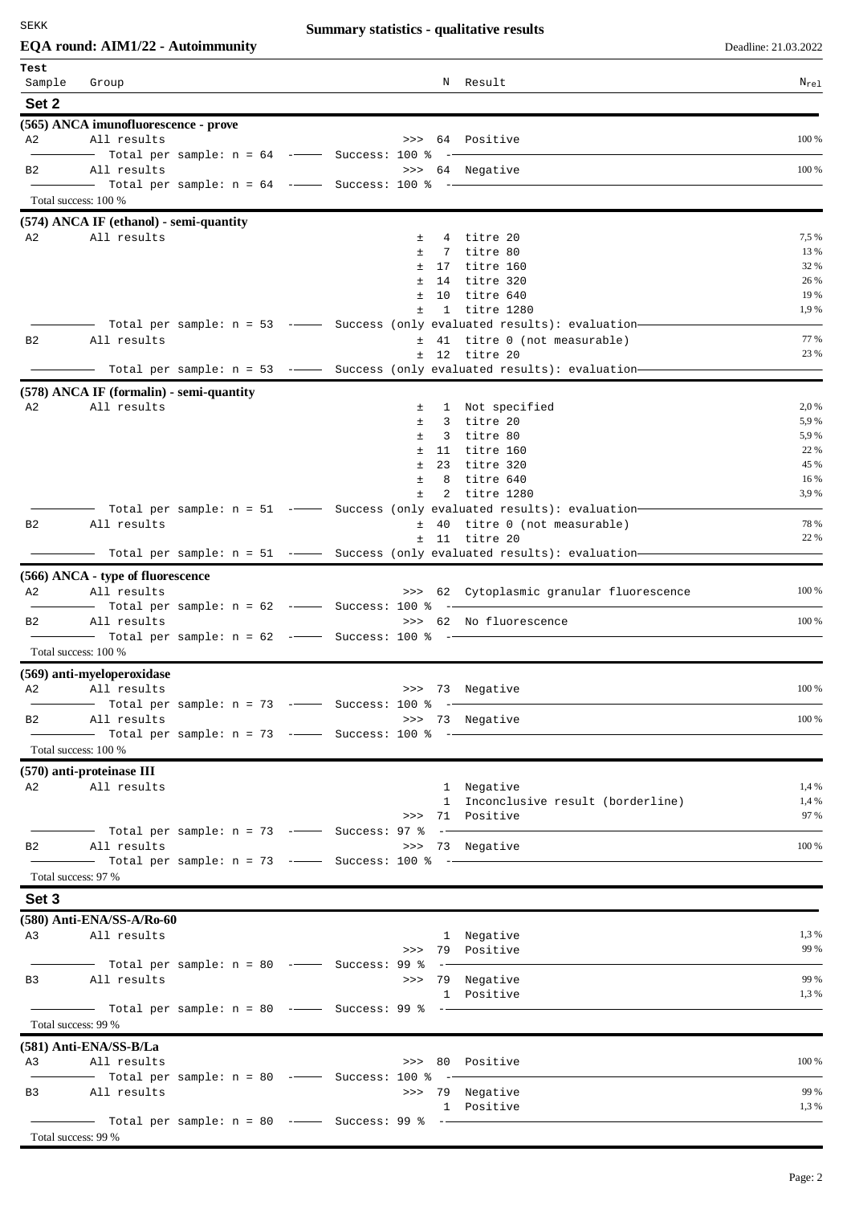**Summary statistics - qualitative results**

**EQA round: AIM1/22 - Autoimmunity** Deadline: 21.03.2022

| Test Sample | Group | | N | Result | N<sub>rel</sub> |
|---|---|---|---|---|---|

## Set 2

### (565) ANCA imunofluorescence - prove

| Sample | Group | | N | Result | $N_{rel}$ |
|---|---|---|---|---|---|
| A2 | All results | >>> | 64 | Positive | 100 % |
| | Total per sample: n = 64 — Success: 100 % | | | | |
| B2 | All results | >>> | 64 | Negative | 100 % |
| | Total per sample: n = 64 — Success: 100 % | | | | |

Total success: 100 %

### (574) ANCA IF (ethanol) - semi-quantity

| Sample | Group | | N | Result | $N_{rel}$ |
|---|---|---|---|---|---|
| A2 | All results | ± | 4 | titre 20 | 7,5 % |
| | | ± | 7 | titre 80 | 13 % |
| | | ± | 17 | titre 160 | 32 % |
| | | ± | 14 | titre 320 | 26 % |
| | | ± | 10 | titre 640 | 19 % |
| | | ± | 1 | titre 1280 | 1,9 % |
| | Total per sample: n = 53 — Success (only evaluated results): evaluation | | | | |
| B2 | All results | ± | 41 | titre 0 (not measurable) | 77 % |
| | | ± | 12 | titre 20 | 23 % |
| | Total per sample: n = 53 — Success (only evaluated results): evaluation | | | | |

### (578) ANCA IF (formalin) - semi-quantity

| Sample | Group | | N | Result | $N_{rel}$ |
|---|---|---|---|---|---|
| A2 | All results | ± | 1 | Not specified | 2,0 % |
| | | ± | 3 | titre 20 | 5,9 % |
| | | ± | 3 | titre 80 | 5,9 % |
| | | ± | 11 | titre 160 | 22 % |
| | | ± | 23 | titre 320 | 45 % |
| | | ± | 8 | titre 640 | 16 % |
| | | ± | 2 | titre 1280 | 3,9 % |
| | Total per sample: n = 51 — Success (only evaluated results): evaluation | | | | |
| B2 | All results | ± | 40 | titre 0 (not measurable) | 78 % |
| | | ± | 11 | titre 20 | 22 % |
| | Total per sample: n = 51 — Success (only evaluated results): evaluation | | | | |

### (566) ANCA - type of fluorescence

| Sample | Group | | N | Result | $N_{rel}$ |
|---|---|---|---|---|---|
| A2 | All results | >>> | 62 | Cytoplasmic granular fluorescence | 100 % |
| | Total per sample: n = 62 — Success: 100 % | | | | |
| B2 | All results | >>> | 62 | No fluorescence | 100 % |
| | Total per sample: n = 62 — Success: 100 % | | | | |

Total success: 100 %

### (569) anti-myeloperoxidase

| Sample | Group | | N | Result | $N_{rel}$ |
|---|---|---|---|---|---|
| A2 | All results | >>> | 73 | Negative | 100 % |
| | Total per sample: n = 73 — Success: 100 % | | | | |
| B2 | All results | >>> | 73 | Negative | 100 % |
| | Total per sample: n = 73 — Success: 100 % | | | | |

Total success: 100 %

### (570) anti-proteinase III

| Sample | Group | | N | Result | $N_{rel}$ |
|---|---|---|---|---|---|
| A2 | All results | | 1 | Negative | 1,4 % |
| | | | 1 | Inconclusive result (borderline) | 1,4 % |
| | | >>> | 71 | Positive | 97 % |
| | Total per sample: n = 73 — Success: 97 % | | | | |
| B2 | All results | >>> | 73 | Negative | 100 % |
| | Total per sample: n = 73 — Success: 100 % | | | | |

Total success: 97 %

## Set 3

### (580) Anti-ENA/SS-A/Ro-60

| Sample | Group | | N | Result | $N_{rel}$ |
|---|---|---|---|---|---|
| A3 | All results | | 1 | Negative | 1,3 % |
| | | >>> | 79 | Positive | 99 % |
| | Total per sample: n = 80 — Success: 99 % | | | | |
| B3 | All results | >>> | 79 | Negative | 99 % |
| | | | 1 | Positive | 1,3 % |
| | Total per sample: n = 80 — Success: 99 % | | | | |

Total success: 99 %

### (581) Anti-ENA/SS-B/La

| Sample | Group | | N | Result | $N_{rel}$ |
|---|---|---|---|---|---|
| A3 | All results | >>> | 80 | Positive | 100 % |
| | Total per sample: n = 80 — Success: 100 % | | | | |
| B3 | All results | >>> | 79 | Negative | 99 % |
| | | | 1 | Positive | 1,3 % |
| | Total per sample: n = 80 — Success: 99 % | | | | |

Total success: 99 %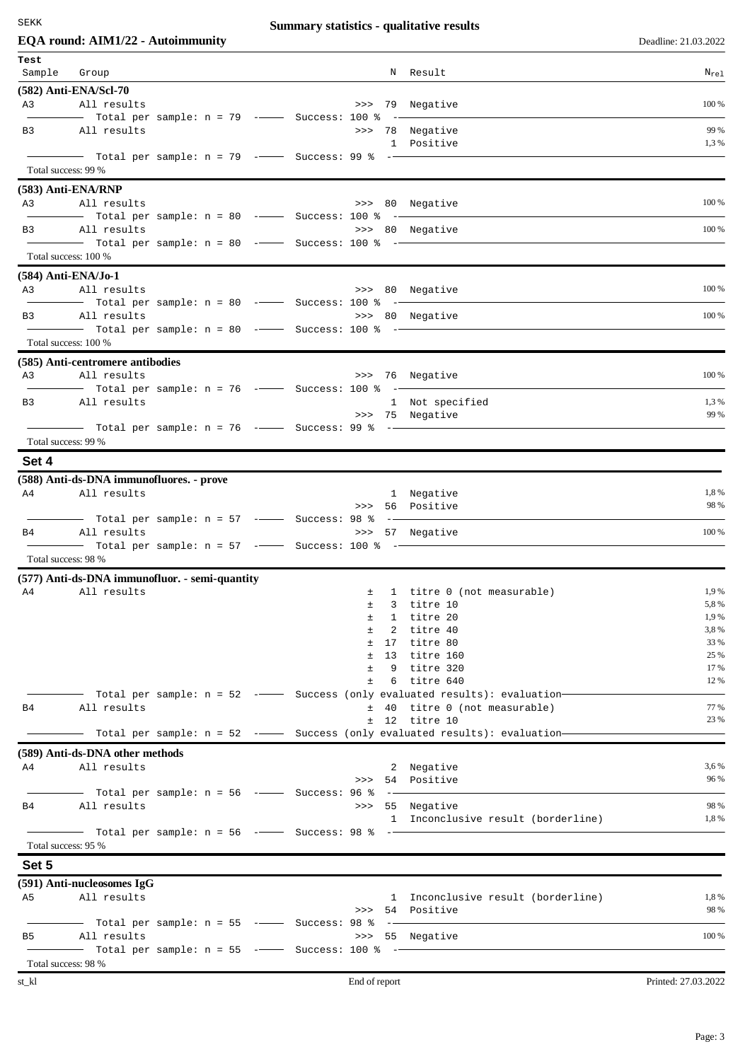Summary statistics - qualitative results

**EQA round: AIM1/22 - Autoimmunity**

Deadline: 21.03.2022

| Test Sample | Group | | N | Result | $N_{rel}$ |
|---|---|---|---|---|---|
| **(582) Anti-ENA/Scl-70** | | | | | |
| A3 | All results | >>> | 79 | Negative | 100 % |
| | Total per sample: n = 79 — Success: 100 % | | | | |
| B3 | All results | >>> | 78 | Negative | 99 % |
| | | | 1 | Positive | 1,3 % |
| | Total per sample: n = 79 — Success: 99 % | | | | |
| Total success: 99 % | | | | | |
| **(583) Anti-ENA/RNP** | | | | | |
| A3 | All results | >>> | 80 | Negative | 100 % |
| | Total per sample: n = 80 — Success: 100 % | | | | |
| B3 | All results | >>> | 80 | Negative | 100 % |
| | Total per sample: n = 80 — Success: 100 % | | | | |
| Total success: 100 % | | | | | |
| **(584) Anti-ENA/Jo-1** | | | | | |
| A3 | All results | >>> | 80 | Negative | 100 % |
| | Total per sample: n = 80 — Success: 100 % | | | | |
| B3 | All results | >>> | 80 | Negative | 100 % |
| | Total per sample: n = 80 — Success: 100 % | | | | |
| Total success: 100 % | | | | | |
| **(585) Anti-centromere antibodies** | | | | | |
| A3 | All results | >>> | 76 | Negative | 100 % |
| | Total per sample: n = 76 — Success: 100 % | | | | |
| B3 | All results | | 1 | Not specified | 1,3 % |
| | | >>> | 75 | Negative | 99 % |
| | Total per sample: n = 76 — Success: 99 % | | | | |
| Total success: 99 % | | | | | |

## Set 4

| Test Sample | Group | | N | Result | $N_{rel}$ |
|---|---|---|---|---|---|
| **(588) Anti-ds-DNA immunofluores. - prove** | | | | | |
| A4 | All results | | 1 | Negative | 1,8 % |
| | | >>> | 56 | Positive | 98 % |
| | Total per sample: n = 57 — Success: 98 % | | | | |
| B4 | All results | >>> | 57 | Negative | 100 % |
| | Total per sample: n = 57 — Success: 100 % | | | | |
| Total success: 98 % | | | | | |
| **(577) Anti-ds-DNA immunofluor. - semi-quantity** | | | | | |
| A4 | All results | ± | 1 | titre 0 (not measurable) | 1,9 % |
| | | ± | 3 | titre 10 | 5,8 % |
| | | ± | 1 | titre 20 | 1,9 % |
| | | ± | 2 | titre 40 | 3,8 % |
| | | ± | 17 | titre 80 | 33 % |
| | | ± | 13 | titre 160 | 25 % |
| | | ± | 9 | titre 320 | 17 % |
| | | ± | 6 | titre 640 | 12 % |
| | Total per sample: n = 52 — Success (only evaluated results): evaluation | | | | |
| B4 | All results | ± | 40 | titre 0 (not measurable) | 77 % |
| | | ± | 12 | titre 10 | 23 % |
| | Total per sample: n = 52 — Success (only evaluated results): evaluation | | | | |
| **(589) Anti-ds-DNA other methods** | | | | | |
| A4 | All results | | 2 | Negative | 3,6 % |
| | | >>> | 54 | Positive | 96 % |
| | Total per sample: n = 56 — Success: 96 % | | | | |
| B4 | All results | >>> | 55 | Negative | 98 % |
| | | | 1 | Inconclusive result (borderline) | 1,8 % |
| | Total per sample: n = 56 — Success: 98 % | | | | |
| Total success: 95 % | | | | | |

## Set 5

| Test Sample | Group | | N | Result | $N_{rel}$ |
|---|---|---|---|---|---|
| **(591) Anti-nucleosomes IgG** | | | | | |
| A5 | All results | | 1 | Inconclusive result (borderline) | 1,8 % |
| | | >>> | 54 | Positive | 98 % |
| | Total per sample: n = 55 — Success: 98 % | | | | |
| B5 | All results | >>> | 55 | Negative | 100 % |
| | Total per sample: n = 55 — Success: 100 % | | | | |
| Total success: 98 % | | | | | |

End of report

Printed: 27.03.2022